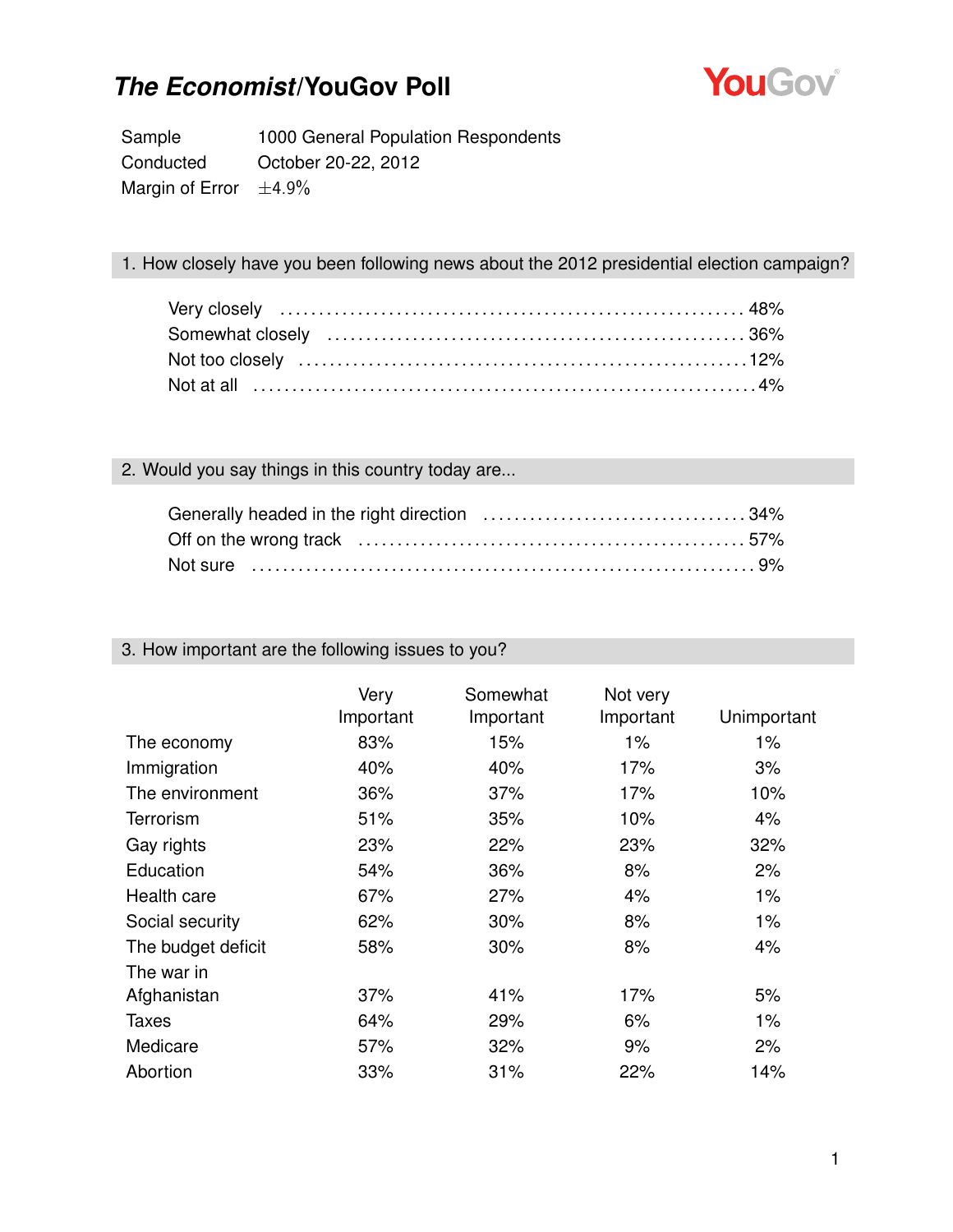# *The Economist*/YouGov Poll

| | |
|---|---|
| Sample | 1000 General Population Respondents |
| Conducted | October 20-22, 2012 |
| Margin of Error | ±4.9% |

## 1. How closely have you been following news about the 2012 presidential election campaign?

| | |
|---|---|
| Very closely | 48% |
| Somewhat closely | 36% |
| Not too closely | 12% |
| Not at all | 4% |

## 2. Would you say things in this country today are...

| | |
|---|---|
| Generally headed in the right direction | 34% |
| Off on the wrong track | 57% |
| Not sure | 9% |

## 3. How important are the following issues to you?

| | Very Important | Somewhat Important | Not very Important | Unimportant |
|---|---|---|---|---|
| The economy | 83% | 15% | 1% | 1% |
| Immigration | 40% | 40% | 17% | 3% |
| The environment | 36% | 37% | 17% | 10% |
| Terrorism | 51% | 35% | 10% | 4% |
| Gay rights | 23% | 22% | 23% | 32% |
| Education | 54% | 36% | 8% | 2% |
| Health care | 67% | 27% | 4% | 1% |
| Social security | 62% | 30% | 8% | 1% |
| The budget deficit | 58% | 30% | 8% | 4% |
| The war in Afghanistan | 37% | 41% | 17% | 5% |
| Taxes | 64% | 29% | 6% | 1% |
| Medicare | 57% | 32% | 9% | 2% |
| Abortion | 33% | 31% | 22% | 14% |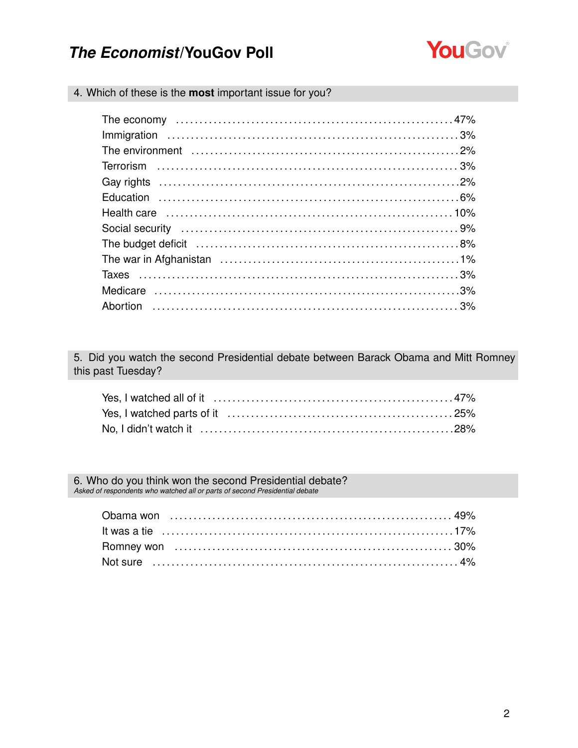## 4. Which of these is the **most** important issue for you?

| | |
|---|---|
| The economy | 47% |
| Immigration | 3% |
| The environment | 2% |
| Terrorism | 3% |
| Gay rights | 2% |
| Education | 6% |
| Health care | 10% |
| Social security | 9% |
| The budget deficit | 8% |
| The war in Afghanistan | 1% |
| Taxes | 3% |
| Medicare | 3% |
| Abortion | 3% |

## 5. Did you watch the second Presidential debate between Barack Obama and Mitt Romney this past Tuesday?

| | |
|---|---|
| Yes, I watched all of it | 47% |
| Yes, I watched parts of it | 25% |
| No, I didn't watch it | 28% |

## 6. Who do you think won the second Presidential debate?

*Asked of respondents who watched all or parts of second Presidential debate*

| | |
|---|---|
| Obama won | 49% |
| It was a tie | 17% |
| Romney won | 30% |
| Not sure | 4% |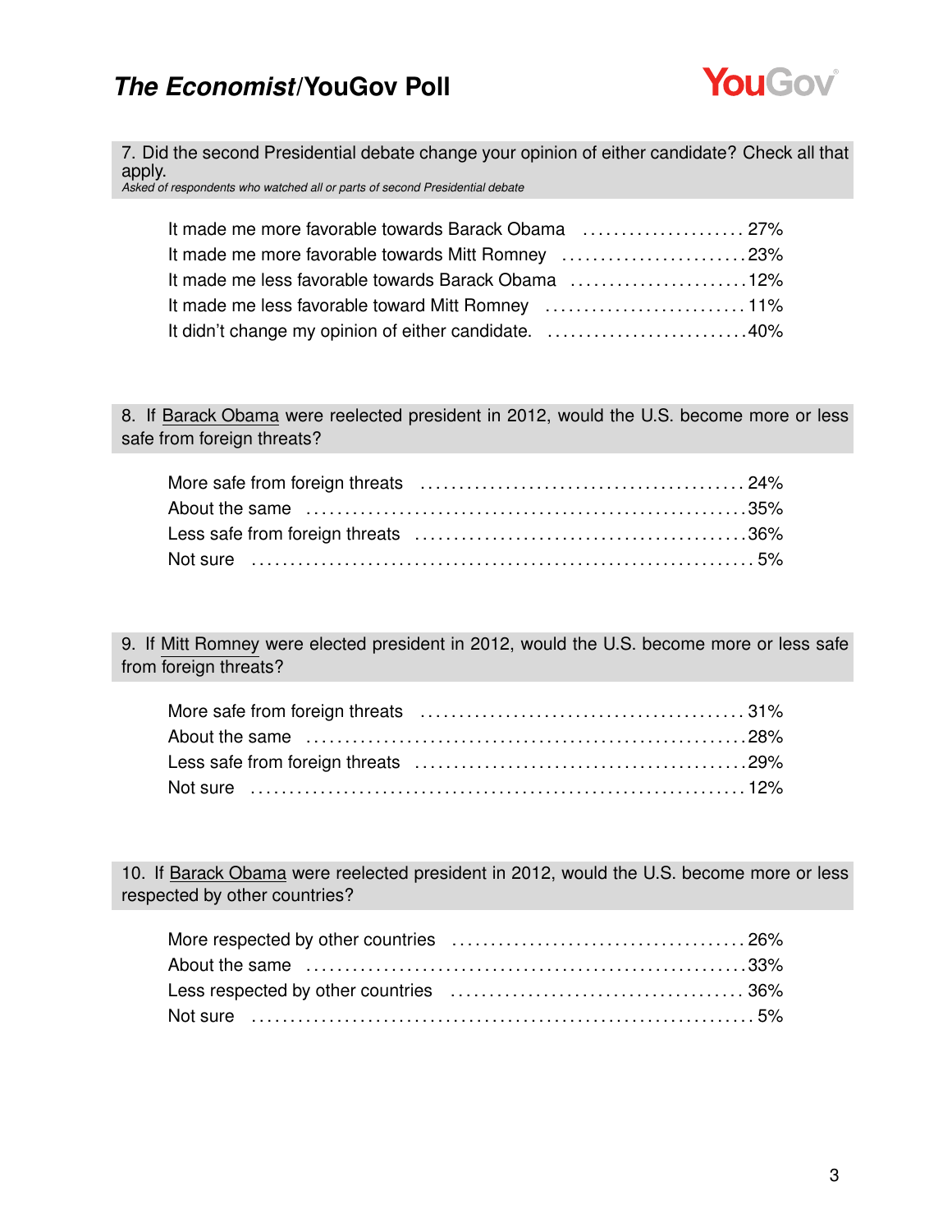**7. Did the second Presidential debate change your opinion of either candidate? Check all that apply.**
*Asked of respondents who watched all or parts of second Presidential debate*

| Response | % |
|---|---|
| It made me more favorable towards Barack Obama | 27% |
| It made me more favorable towards Mitt Romney | 23% |
| It made me less favorable towards Barack Obama | 12% |
| It made me less favorable toward Mitt Romney | 11% |
| It didn't change my opinion of either candidate. | 40% |

**8. If Barack Obama were reelected president in 2012, would the U.S. become more or less safe from foreign threats?**

| Response | % |
|---|---|
| More safe from foreign threats | 24% |
| About the same | 35% |
| Less safe from foreign threats | 36% |
| Not sure | 5% |

**9. If Mitt Romney were elected president in 2012, would the U.S. become more or less safe from foreign threats?**

| Response | % |
|---|---|
| More safe from foreign threats | 31% |
| About the same | 28% |
| Less safe from foreign threats | 29% |
| Not sure | 12% |

**10. If Barack Obama were reelected president in 2012, would the U.S. become more or less respected by other countries?**

| Response | % |
|---|---|
| More respected by other countries | 26% |
| About the same | 33% |
| Less respected by other countries | 36% |
| Not sure | 5% |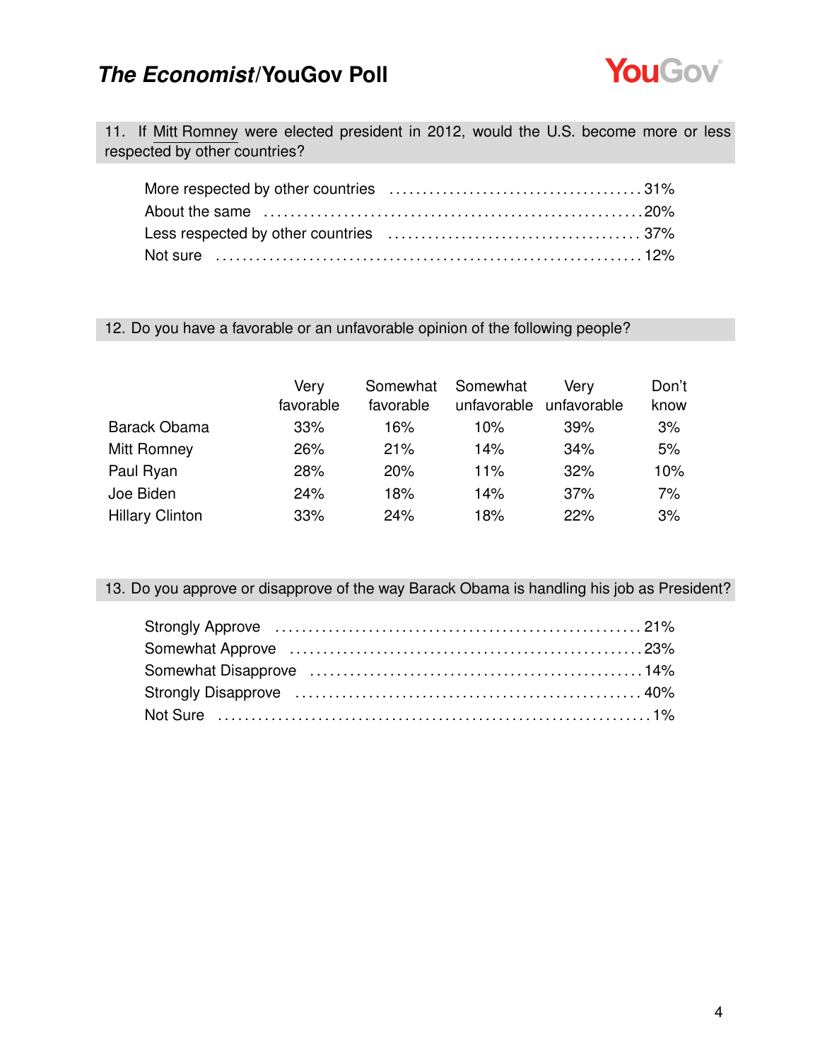### 11. If Mitt Romney were elected president in 2012, would the U.S. become more or less respected by other countries?

| | |
|---|---|
| More respected by other countries | 31% |
| About the same | 20% |
| Less respected by other countries | 37% |
| Not sure | 12% |

### 12. Do you have a favorable or an unfavorable opinion of the following people?

| | Very favorable | Somewhat favorable | Somewhat unfavorable | Very unfavorable | Don't know |
|---|---|---|---|---|---|
| Barack Obama | 33% | 16% | 10% | 39% | 3% |
| Mitt Romney | 26% | 21% | 14% | 34% | 5% |
| Paul Ryan | 28% | 20% | 11% | 32% | 10% |
| Joe Biden | 24% | 18% | 14% | 37% | 7% |
| Hillary Clinton | 33% | 24% | 18% | 22% | 3% |

### 13. Do you approve or disapprove of the way Barack Obama is handling his job as President?

| | |
|---|---|
| Strongly Approve | 21% |
| Somewhat Approve | 23% |
| Somewhat Disapprove | 14% |
| Strongly Disapprove | 40% |
| Not Sure | 1% |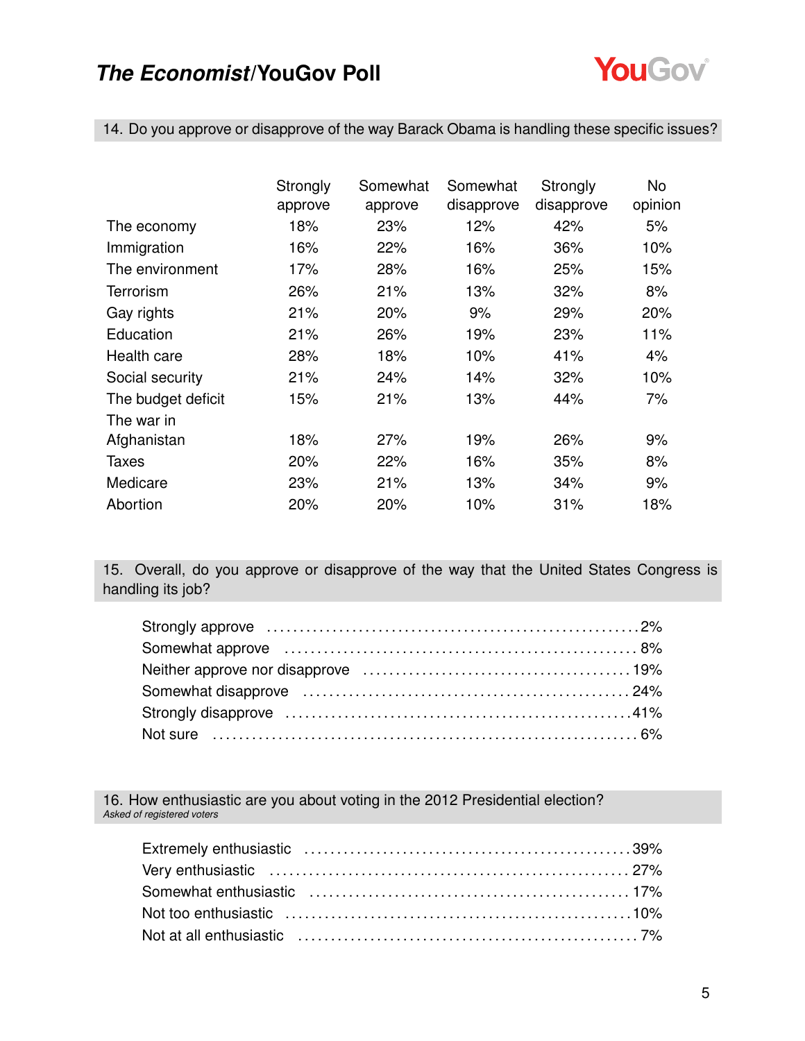### 14. Do you approve or disapprove of the way Barack Obama is handling these specific issues?

| | Strongly approve | Somewhat approve | Somewhat disapprove | Strongly disapprove | No opinion |
|---|---|---|---|---|---|
| The economy | 18% | 23% | 12% | 42% | 5% |
| Immigration | 16% | 22% | 16% | 36% | 10% |
| The environment | 17% | 28% | 16% | 25% | 15% |
| Terrorism | 26% | 21% | 13% | 32% | 8% |
| Gay rights | 21% | 20% | 9% | 29% | 20% |
| Education | 21% | 26% | 19% | 23% | 11% |
| Health care | 28% | 18% | 10% | 41% | 4% |
| Social security | 21% | 24% | 14% | 32% | 10% |
| The budget deficit | 15% | 21% | 13% | 44% | 7% |
| The war in Afghanistan | 18% | 27% | 19% | 26% | 9% |
| Taxes | 20% | 22% | 16% | 35% | 8% |
| Medicare | 23% | 21% | 13% | 34% | 9% |
| Abortion | 20% | 20% | 10% | 31% | 18% |

### 15. Overall, do you approve or disapprove of the way that the United States Congress is handling its job?

| | |
|---|---|
| Strongly approve | 2% |
| Somewhat approve | 8% |
| Neither approve nor disapprove | 19% |
| Somewhat disapprove | 24% |
| Strongly disapprove | 41% |
| Not sure | 6% |

### 16. How enthusiastic are you about voting in the 2012 Presidential election?

*Asked of registered voters*

| | |
|---|---|
| Extremely enthusiastic | 39% |
| Very enthusiastic | 27% |
| Somewhat enthusiastic | 17% |
| Not too enthusiastic | 10% |
| Not at all enthusiastic | 7% |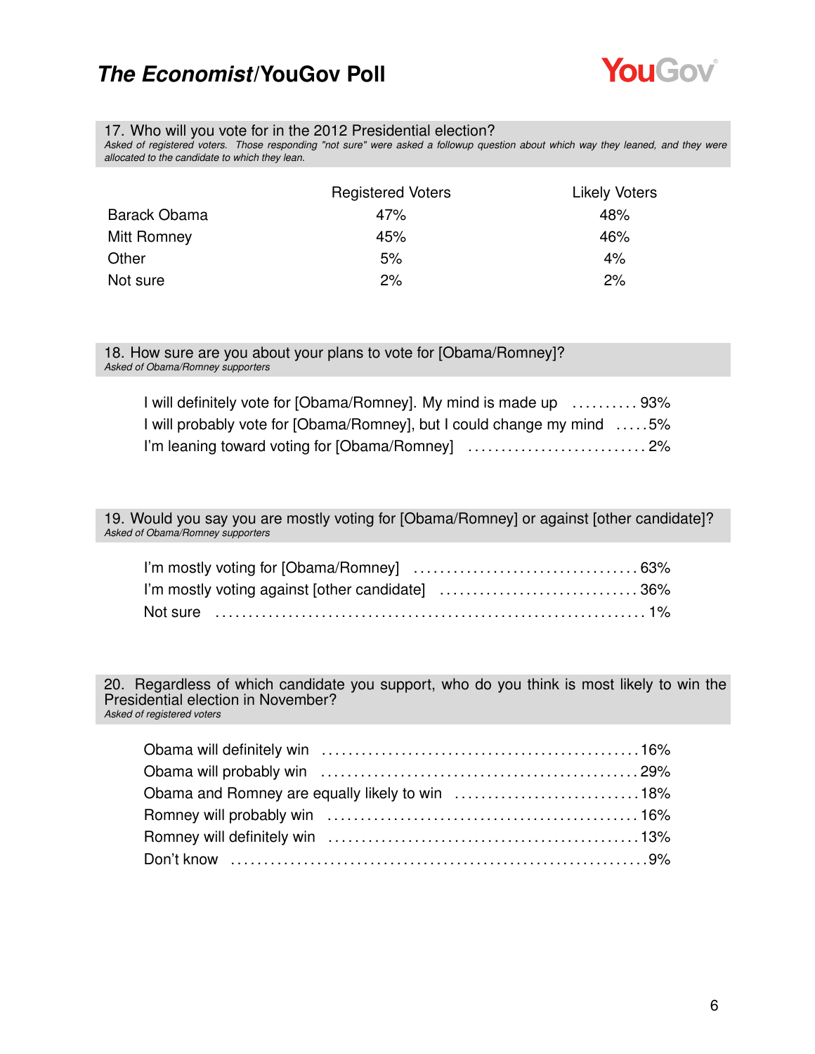### 17. Who will you vote for in the 2012 Presidential election?

*Asked of registered voters. Those responding "not sure" were asked a followup question about which way they leaned, and they were allocated to the candidate to which they lean.*

| | Registered Voters | Likely Voters |
|---|---|---|
| Barack Obama | 47% | 48% |
| Mitt Romney | 45% | 46% |
| Other | 5% | 4% |
| Not sure | 2% | 2% |

### 18. How sure are you about your plans to vote for [Obama/Romney]?

*Asked of Obama/Romney supporters*

| | |
|---|---|
| I will definitely vote for [Obama/Romney]. My mind is made up | 93% |
| I will probably vote for [Obama/Romney], but I could change my mind | 5% |
| I'm leaning toward voting for [Obama/Romney] | 2% |

### 19. Would you say you are mostly voting for [Obama/Romney] or against [other candidate]?

*Asked of Obama/Romney supporters*

| | |
|---|---|
| I'm mostly voting for [Obama/Romney] | 63% |
| I'm mostly voting against [other candidate] | 36% |
| Not sure | 1% |

### 20. Regardless of which candidate you support, who do you think is most likely to win the Presidential election in November?

*Asked of registered voters*

| | |
|---|---|
| Obama will definitely win | 16% |
| Obama will probably win | 29% |
| Obama and Romney are equally likely to win | 18% |
| Romney will probably win | 16% |
| Romney will definitely win | 13% |
| Don't know | 9% |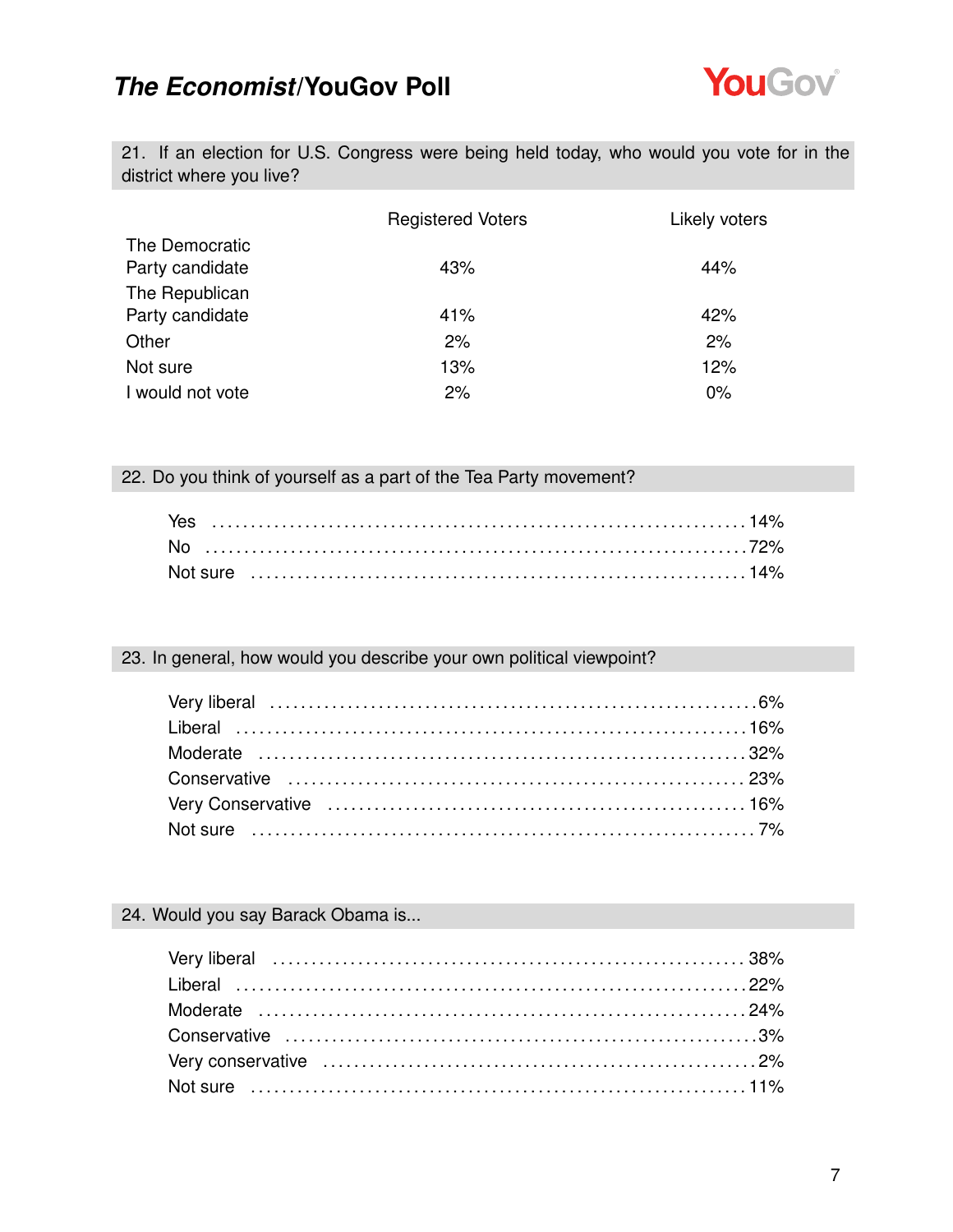### 21. If an election for U.S. Congress were being held today, who would you vote for in the district where you live?

| | Registered Voters | Likely voters |
|---|---|---|
| The Democratic Party candidate | 43% | 44% |
| The Republican Party candidate | 41% | 42% |
| Other | 2% | 2% |
| Not sure | 13% | 12% |
| I would not vote | 2% | 0% |

### 22. Do you think of yourself as a part of the Tea Party movement?

| | |
|---|---|
| Yes | 14% |
| No | 72% |
| Not sure | 14% |

### 23. In general, how would you describe your own political viewpoint?

| | |
|---|---|
| Very liberal | 6% |
| Liberal | 16% |
| Moderate | 32% |
| Conservative | 23% |
| Very Conservative | 16% |
| Not sure | 7% |

### 24. Would you say Barack Obama is...

| | |
|---|---|
| Very liberal | 38% |
| Liberal | 22% |
| Moderate | 24% |
| Conservative | 3% |
| Very conservative | 2% |
| Not sure | 11% |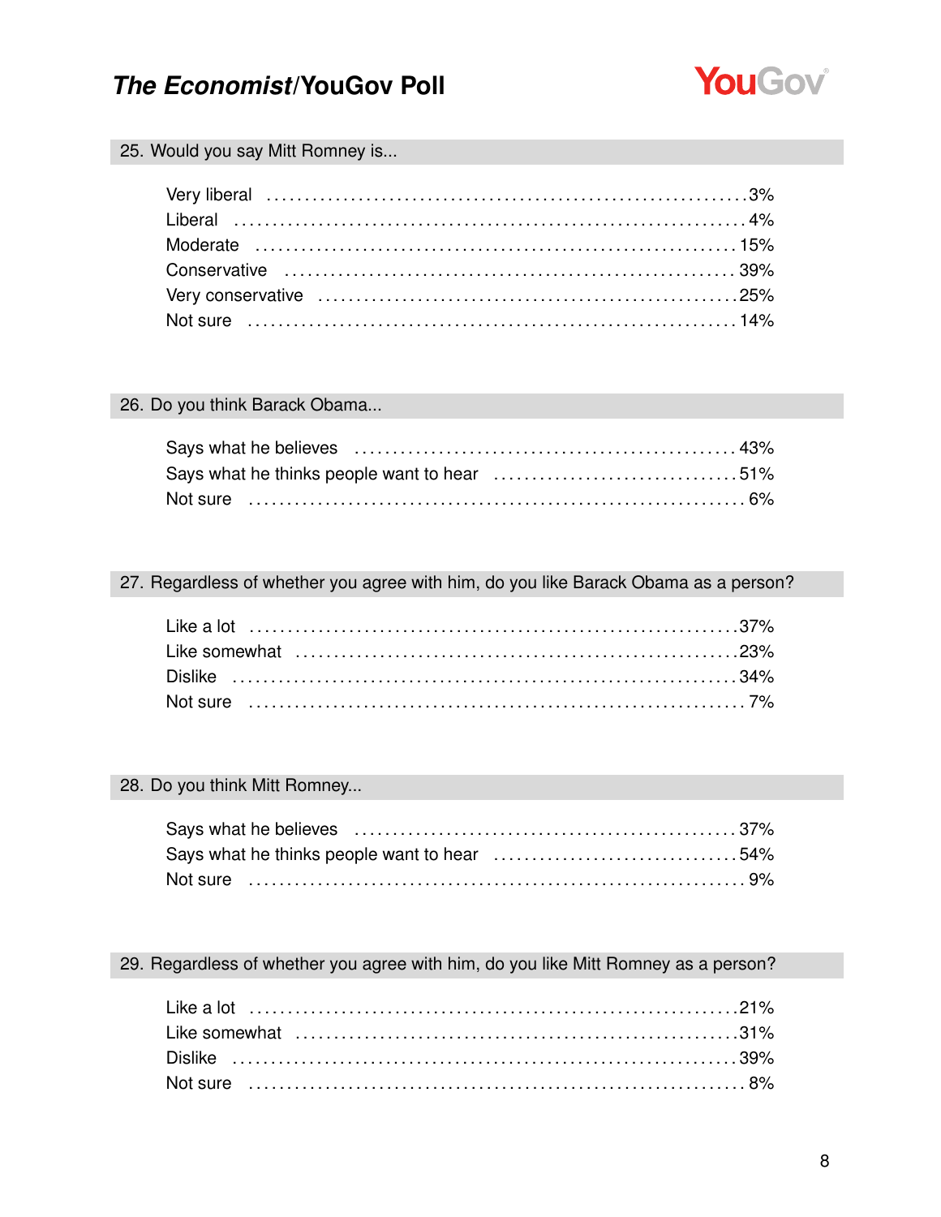## 25. Would you say Mitt Romney is...

| | |
|---|---|
| Very liberal | 3% |
| Liberal | 4% |
| Moderate | 15% |
| Conservative | 39% |
| Very conservative | 25% |
| Not sure | 14% |

## 26. Do you think Barack Obama...

| | |
|---|---|
| Says what he believes | 43% |
| Says what he thinks people want to hear | 51% |
| Not sure | 6% |

## 27. Regardless of whether you agree with him, do you like Barack Obama as a person?

| | |
|---|---|
| Like a lot | 37% |
| Like somewhat | 23% |
| Dislike | 34% |
| Not sure | 7% |

## 28. Do you think Mitt Romney...

| | |
|---|---|
| Says what he believes | 37% |
| Says what he thinks people want to hear | 54% |
| Not sure | 9% |

## 29. Regardless of whether you agree with him, do you like Mitt Romney as a person?

| | |
|---|---|
| Like a lot | 21% |
| Like somewhat | 31% |
| Dislike | 39% |
| Not sure | 8% |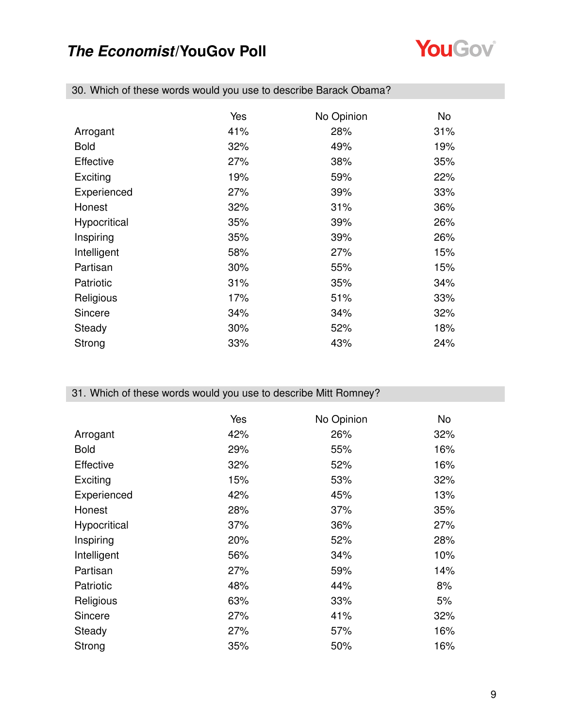## 30. Which of these words would you use to describe Barack Obama?

| | Yes | No Opinion | No |
|---|---|---|---|
| Arrogant | 41% | 28% | 31% |
| Bold | 32% | 49% | 19% |
| Effective | 27% | 38% | 35% |
| Exciting | 19% | 59% | 22% |
| Experienced | 27% | 39% | 33% |
| Honest | 32% | 31% | 36% |
| Hypocritical | 35% | 39% | 26% |
| Inspiring | 35% | 39% | 26% |
| Intelligent | 58% | 27% | 15% |
| Partisan | 30% | 55% | 15% |
| Patriotic | 31% | 35% | 34% |
| Religious | 17% | 51% | 33% |
| Sincere | 34% | 34% | 32% |
| Steady | 30% | 52% | 18% |
| Strong | 33% | 43% | 24% |

## 31. Which of these words would you use to describe Mitt Romney?

| | Yes | No Opinion | No |
|---|---|---|---|
| Arrogant | 42% | 26% | 32% |
| Bold | 29% | 55% | 16% |
| Effective | 32% | 52% | 16% |
| Exciting | 15% | 53% | 32% |
| Experienced | 42% | 45% | 13% |
| Honest | 28% | 37% | 35% |
| Hypocritical | 37% | 36% | 27% |
| Inspiring | 20% | 52% | 28% |
| Intelligent | 56% | 34% | 10% |
| Partisan | 27% | 59% | 14% |
| Patriotic | 48% | 44% | 8% |
| Religious | 63% | 33% | 5% |
| Sincere | 27% | 41% | 32% |
| Steady | 27% | 57% | 16% |
| Strong | 35% | 50% | 16% |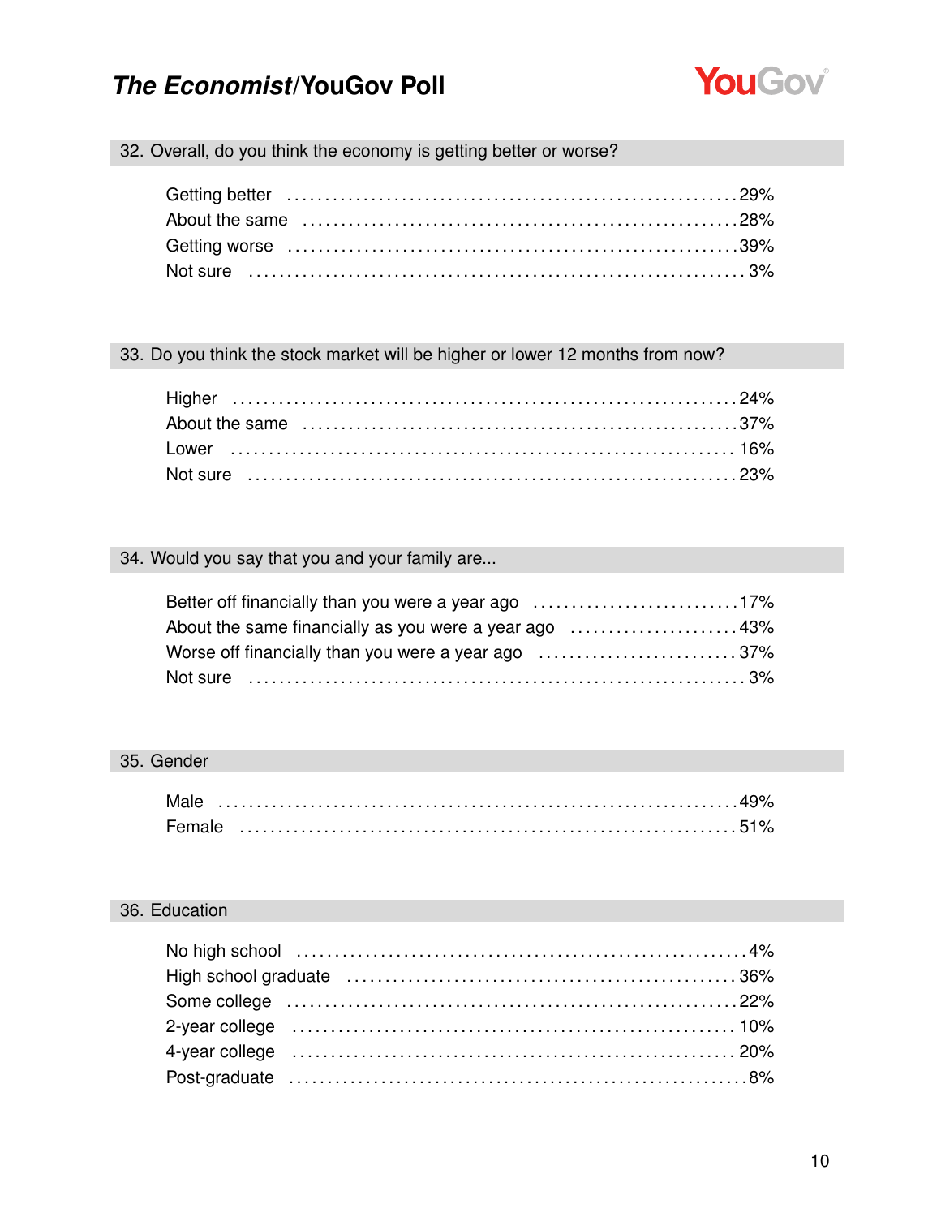### 32. Overall, do you think the economy is getting better or worse?

| | |
|---|---|
| Getting better | 29% |
| About the same | 28% |
| Getting worse | 39% |
| Not sure | 3% |

### 33. Do you think the stock market will be higher or lower 12 months from now?

| | |
|---|---|
| Higher | 24% |
| About the same | 37% |
| Lower | 16% |
| Not sure | 23% |

### 34. Would you say that you and your family are...

| | |
|---|---|
| Better off financially than you were a year ago | 17% |
| About the same financially as you were a year ago | 43% |
| Worse off financially than you were a year ago | 37% |
| Not sure | 3% |

### 35. Gender

| | |
|---|---|
| Male | 49% |
| Female | 51% |

### 36. Education

| | |
|---|---|
| No high school | 4% |
| High school graduate | 36% |
| Some college | 22% |
| 2-year college | 10% |
| 4-year college | 20% |
| Post-graduate | 8% |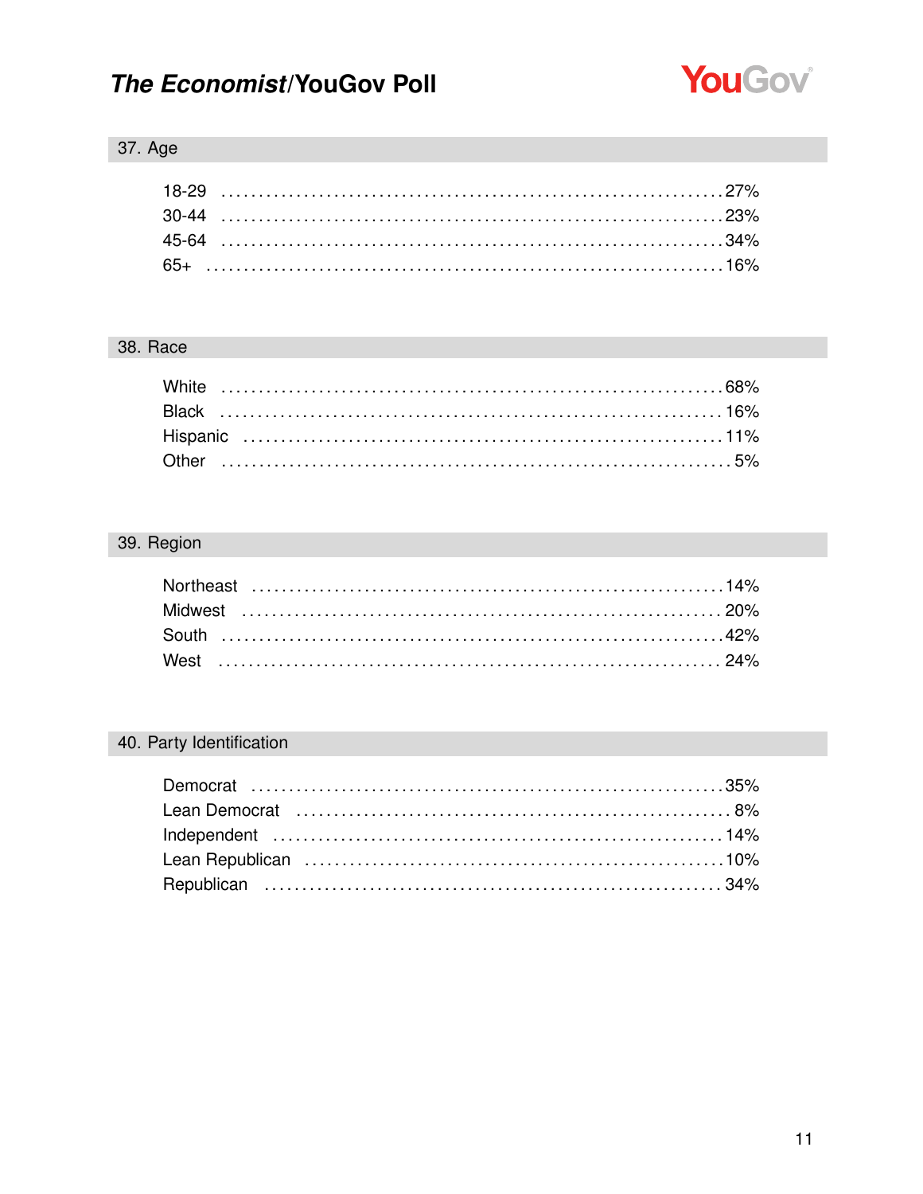## 37. Age

| | |
|---|---|
| 18-29 | 27% |
| 30-44 | 23% |
| 45-64 | 34% |
| 65+ | 16% |

## 38. Race

| | |
|---|---|
| White | 68% |
| Black | 16% |
| Hispanic | 11% |
| Other | 5% |

## 39. Region

| | |
|---|---|
| Northeast | 14% |
| Midwest | 20% |
| South | 42% |
| West | 24% |

## 40. Party Identification

| | |
|---|---|
| Democrat | 35% |
| Lean Democrat | 8% |
| Independent | 14% |
| Lean Republican | 10% |
| Republican | 34% |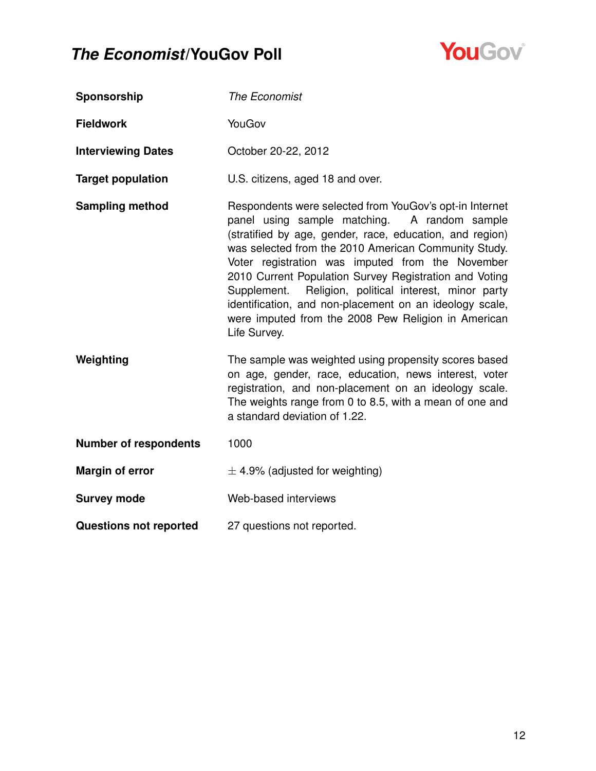# *The Economist*/YouGov Poll

| | |
|---|---|
| **Sponsorship** | *The Economist* |
| **Fieldwork** | YouGov |
| **Interviewing Dates** | October 20-22, 2012 |
| **Target population** | U.S. citizens, aged 18 and over. |
| **Sampling method** | Respondents were selected from YouGov's opt-in Internet panel using sample matching. A random sample (stratified by age, gender, race, education, and region) was selected from the 2010 American Community Study. Voter registration was imputed from the November 2010 Current Population Survey Registration and Voting Supplement. Religion, political interest, minor party identification, and non-placement on an ideology scale, were imputed from the 2008 Pew Religion in American Life Survey. |
| **Weighting** | The sample was weighted using propensity scores based on age, gender, race, education, news interest, voter registration, and non-placement on an ideology scale. The weights range from 0 to 8.5, with a mean of one and a standard deviation of 1.22. |
| **Number of respondents** | 1000 |
| **Margin of error** | $\pm$ 4.9% (adjusted for weighting) |
| **Survey mode** | Web-based interviews |
| **Questions not reported** | 27 questions not reported. |